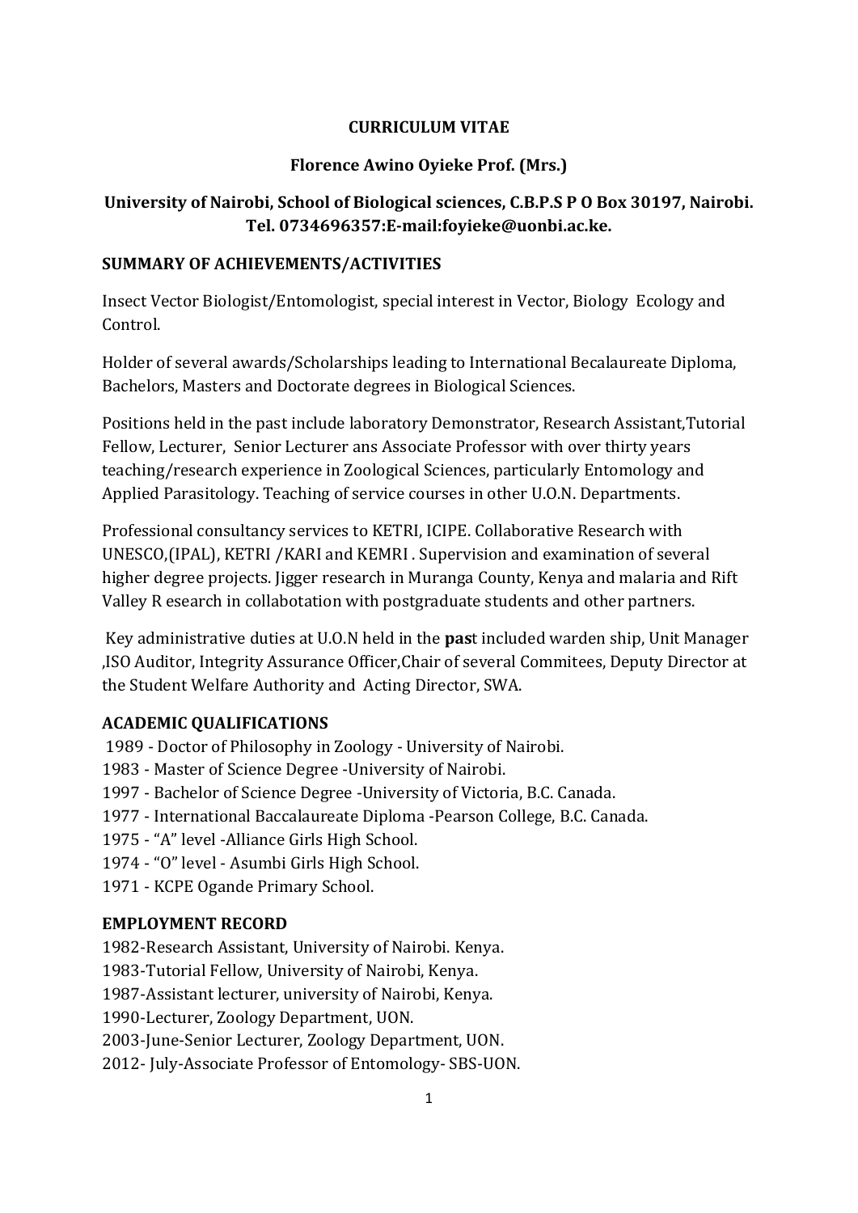**CURRICULUM VITAE**

**Florence Awino Oyieke Prof. (Mrs.)**

**University of Nairobi, School of Biological sciences, C.B.P.S P O Box 30197, Nairobi. Tel. 0734696357:E-mail:foyieke@uonbi.ac.ke.**

## SUMMARY OF ACHIEVEMENTS/ACTIVITIES

Insect Vector Biologist/Entomologist, special interest in Vector, Biology Ecology and Control.

Holder of several awards/Scholarships leading to International Becalaureate Diploma, Bachelors, Masters and Doctorate degrees in Biological Sciences.

Positions held in the past include laboratory Demonstrator, Research Assistant,Tutorial Fellow, Lecturer, Senior Lecturer ans Associate Professor with over thirty years teaching/research experience in Zoological Sciences, particularly Entomology and Applied Parasitology. Teaching of service courses in other U.O.N. Departments.

Professional consultancy services to KETRI, ICIPE. Collaborative Research with UNESCO,(IPAL), KETRI /KARI and KEMRI . Supervision and examination of several higher degree projects. Jigger research in Muranga County, Kenya and malaria and Rift Valley R esearch in collabotation with postgraduate students and other partners.

Key administrative duties at U.O.N held in the **pas**t included warden ship, Unit Manager ,ISO Auditor, Integrity Assurance Officer,Chair of several Commitees, Deputy Director at the Student Welfare Authority and Acting Director, SWA.

## ACADEMIC QUALIFICATIONS

1989 - Doctor of Philosophy in Zoology - University of Nairobi.
1983 - Master of Science Degree -University of Nairobi.
1997 - Bachelor of Science Degree -University of Victoria, B.C. Canada.
1977 - International Baccalaureate Diploma -Pearson College, B.C. Canada.
1975 - "A" level -Alliance Girls High School.
1974 - "O" level - Asumbi Girls High School.
1971 - KCPE Ogande Primary School.

## EMPLOYMENT RECORD

1982-Research Assistant, University of Nairobi. Kenya.
1983-Tutorial Fellow, University of Nairobi, Kenya.
1987-Assistant lecturer, university of Nairobi, Kenya.
1990-Lecturer, Zoology Department, UON.
2003-June-Senior Lecturer, Zoology Department, UON.
2012- July-Associate Professor of Entomology- SBS-UON.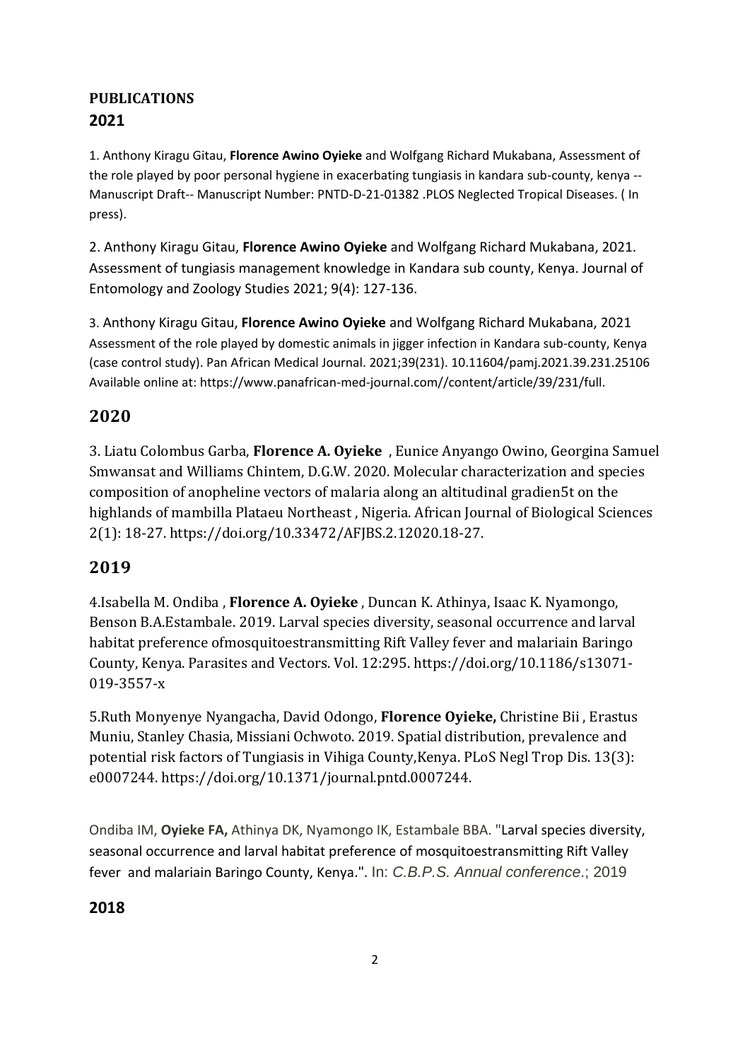## PUBLICATIONS

### 2021

1. Anthony Kiragu Gitau, **Florence Awino Oyieke** and Wolfgang Richard Mukabana, Assessment of the role played by poor personal hygiene in exacerbating tungiasis in kandara sub-county, kenya --Manuscript Draft-- Manuscript Number: PNTD-D-21-01382 .PLOS Neglected Tropical Diseases. ( In press).

2. Anthony Kiragu Gitau, **Florence Awino Oyieke** and Wolfgang Richard Mukabana, 2021. Assessment of tungiasis management knowledge in Kandara sub county, Kenya. Journal of Entomology and Zoology Studies 2021; 9(4): 127-136.

3. Anthony Kiragu Gitau, **Florence Awino Oyieke** and Wolfgang Richard Mukabana, 2021 Assessment of the role played by domestic animals in jigger infection in Kandara sub-county, Kenya (case control study). Pan African Medical Journal. 2021;39(231). 10.11604/pamj.2021.39.231.25106 Available online at: https://www.panafrican-med-journal.com//content/article/39/231/full.

## 2020

3. Liatu Colombus Garba, **Florence A. Oyieke** , Eunice Anyango Owino, Georgina Samuel Smwansat and Williams Chintem, D.G.W. 2020. Molecular characterization and species composition of anopheline vectors of malaria along an altitudinal gradien5t on the highlands of mambilla Plataeu Northeast , Nigeria. African Journal of Biological Sciences 2(1): 18-27. https://doi.org/10.33472/AFJBS.2.12020.18-27.

## 2019

4.Isabella M. Ondiba , **Florence A. Oyieke** , Duncan K. Athinya, Isaac K. Nyamongo, Benson B.A.Estambale. 2019. Larval species diversity, seasonal occurrence and larval habitat preference ofmosquitoestransmitting Rift Valley fever and malariain Baringo County, Kenya. Parasites and Vectors. Vol. 12:295. https://doi.org/10.1186/s13071-019-3557-x

5.Ruth Monyenye Nyangacha, David Odongo, **Florence Oyieke,** Christine Bii , Erastus Muniu, Stanley Chasia, Missiani Ochwoto. 2019. Spatial distribution, prevalence and potential risk factors of Tungiasis in Vihiga County,Kenya. PLoS Negl Trop Dis. 13(3): e0007244. https://doi.org/10.1371/journal.pntd.0007244.

Ondiba IM, **Oyieke FA,** Athinya DK, Nyamongo IK, Estambale BBA. "Larval species diversity, seasonal occurrence and larval habitat preference of mosquitoestransmitting Rift Valley fever and malariain Baringo County, Kenya.". In: *C.B.P.S. Annual conference*.; 2019

### 2018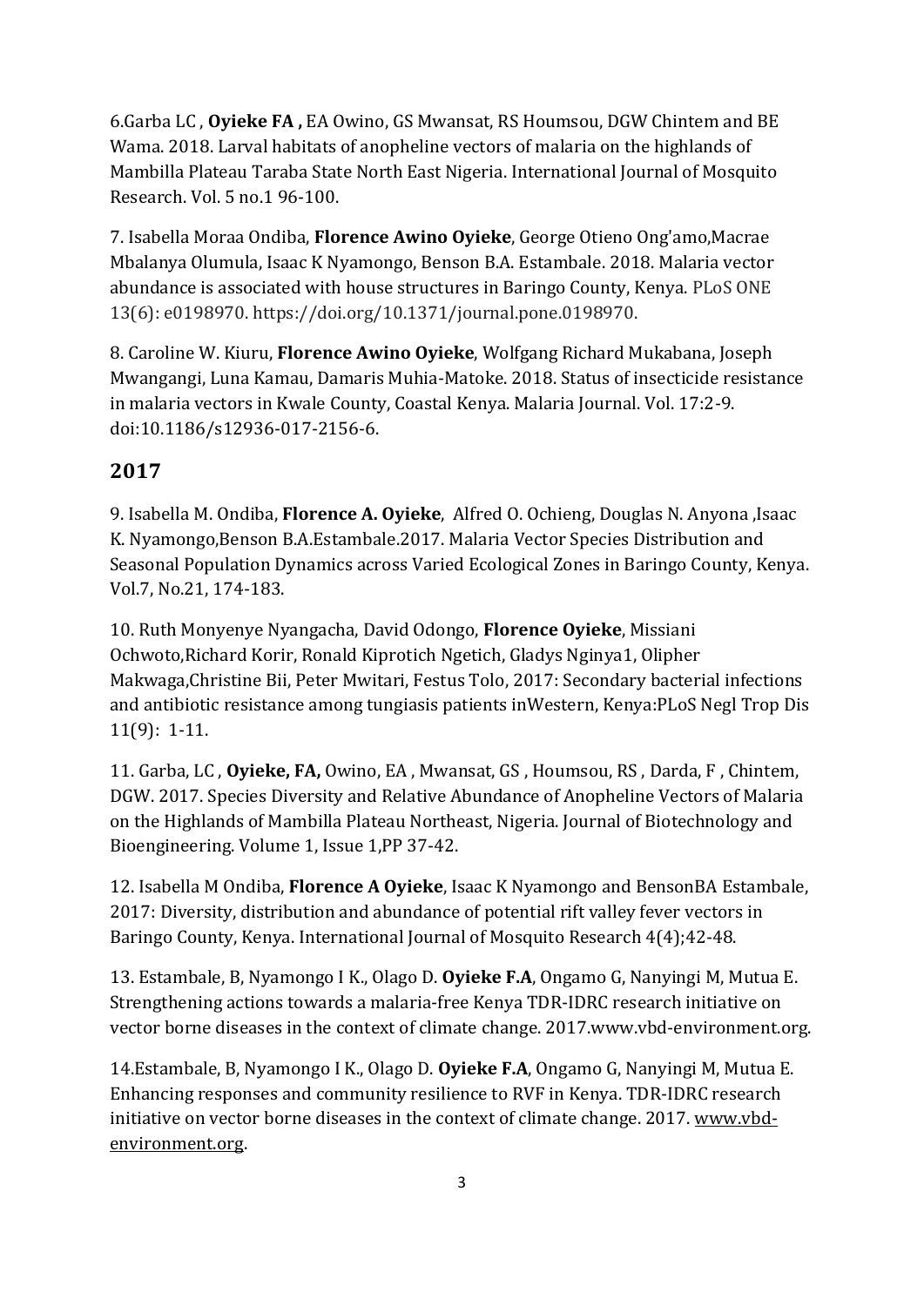6.Garba LC , **Oyieke FA ,** EA Owino, GS Mwansat, RS Houmsou, DGW Chintem and BE Wama. 2018. Larval habitats of anopheline vectors of malaria on the highlands of Mambilla Plateau Taraba State North East Nigeria. International Journal of Mosquito Research. Vol. 5 no.1 96-100.

7. Isabella Moraa Ondiba, **Florence Awino Oyieke**, George Otieno Ong'amo,Macrae Mbalanya Olumula, Isaac K Nyamongo, Benson B.A. Estambale. 2018. Malaria vector abundance is associated with house structures in Baringo County, Kenya. PLoS ONE 13(6): e0198970. https://doi.org/10.1371/journal.pone.0198970.

8. Caroline W. Kiuru, **Florence Awino Oyieke**, Wolfgang Richard Mukabana, Joseph Mwangangi, Luna Kamau, Damaris Muhia-Matoke. 2018. Status of insecticide resistance in malaria vectors in Kwale County, Coastal Kenya. Malaria Journal. Vol. 17:2-9. doi:10.1186/s12936-017-2156-6.

## 2017

9. Isabella M. Ondiba, **Florence A. Oyieke**, Alfred O. Ochieng, Douglas N. Anyona ,Isaac K. Nyamongo,Benson B.A.Estambale.2017. Malaria Vector Species Distribution and Seasonal Population Dynamics across Varied Ecological Zones in Baringo County, Kenya. Vol.7, No.21, 174-183.

10. Ruth Monyenye Nyangacha, David Odongo, **Florence Oyieke**, Missiani Ochwoto,Richard Korir, Ronald Kiprotich Ngetich, Gladys Nginya1, Olipher Makwaga,Christine Bii, Peter Mwitari, Festus Tolo, 2017: Secondary bacterial infections and antibiotic resistance among tungiasis patients inWestern, Kenya:PLoS Negl Trop Dis 11(9): 1-11.

11. Garba, LC , **Oyieke, FA,** Owino, EA , Mwansat, GS , Houmsou, RS , Darda, F , Chintem, DGW. 2017. Species Diversity and Relative Abundance of Anopheline Vectors of Malaria on the Highlands of Mambilla Plateau Northeast, Nigeria. Journal of Biotechnology and Bioengineering. Volume 1, Issue 1,PP 37-42.

12. Isabella M Ondiba, **Florence A Oyieke**, Isaac K Nyamongo and BensonBA Estambale, 2017: Diversity, distribution and abundance of potential rift valley fever vectors in Baringo County, Kenya. International Journal of Mosquito Research 4(4);42-48.

13. Estambale, B, Nyamongo I K., Olago D. **Oyieke F.A**, Ongamo G, Nanyingi M, Mutua E. Strengthening actions towards a malaria-free Kenya TDR-IDRC research initiative on vector borne diseases in the context of climate change. 2017.www.vbd-environment.org.

14.Estambale, B, Nyamongo I K., Olago D. **Oyieke F.A**, Ongamo G, Nanyingi M, Mutua E. Enhancing responses and community resilience to RVF in Kenya. TDR-IDRC research initiative on vector borne diseases in the context of climate change. 2017. www.vbd-environment.org.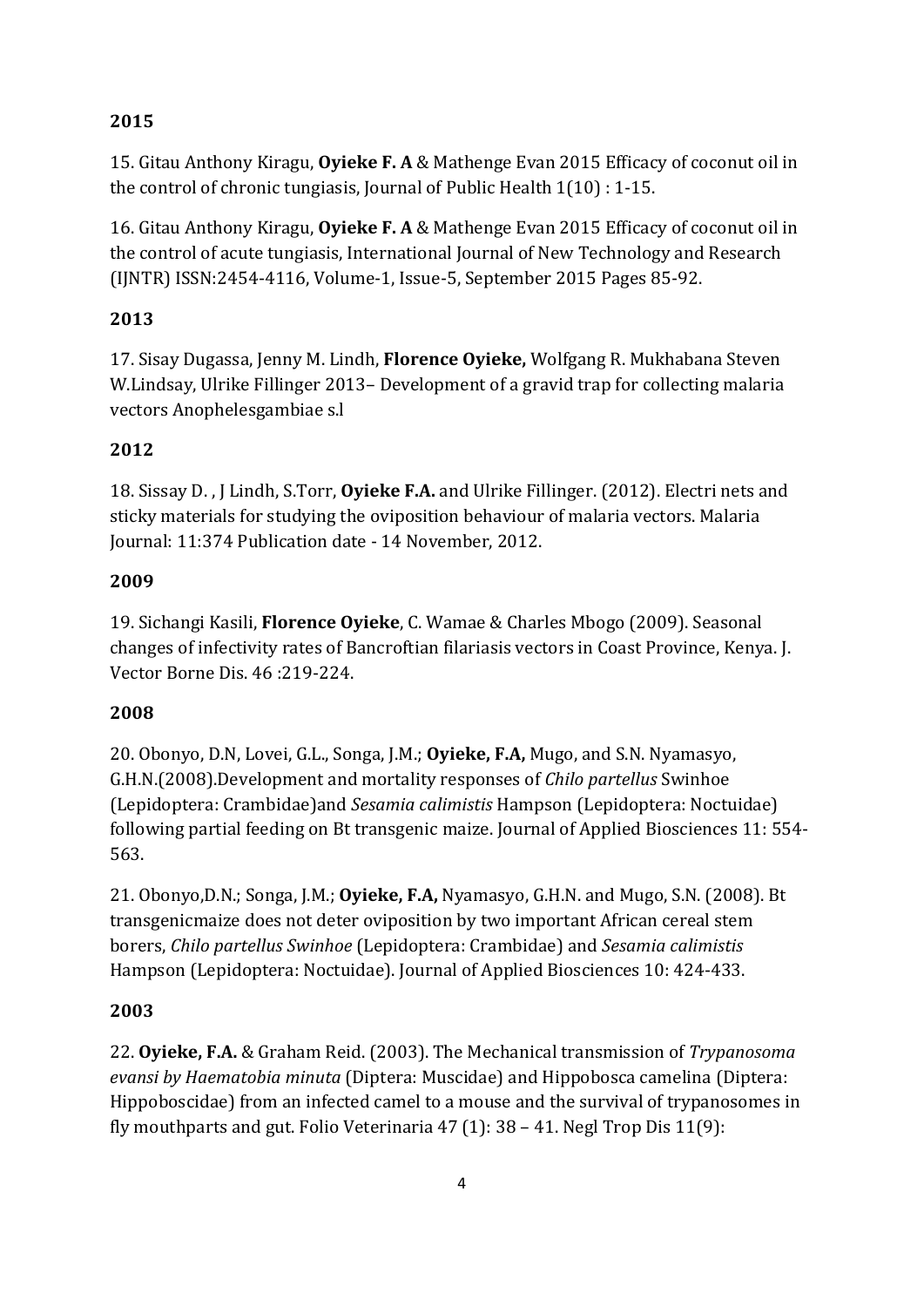**2015**

15. Gitau Anthony Kiragu, **Oyieke F. A** & Mathenge Evan 2015 Efficacy of coconut oil in the control of chronic tungiasis, Journal of Public Health 1(10) : 1-15.

16. Gitau Anthony Kiragu, **Oyieke F. A** & Mathenge Evan 2015 Efficacy of coconut oil in the control of acute tungiasis, International Journal of New Technology and Research (IJNTR) ISSN:2454-4116, Volume-1, Issue-5, September 2015 Pages 85-92.

**2013**

17. Sisay Dugassa, Jenny M. Lindh, **Florence Oyieke,** Wolfgang R. Mukhabana Steven W.Lindsay, Ulrike Fillinger 2013– Development of a gravid trap for collecting malaria vectors Anophelesgambiae s.l

**2012**

18. Sissay D. , J Lindh, S.Torr, **Oyieke F.A.** and Ulrike Fillinger. (2012). Electri nets and sticky materials for studying the oviposition behaviour of malaria vectors. Malaria Journal: 11:374 Publication date - 14 November, 2012.

**2009**

19. Sichangi Kasili, **Florence Oyieke**, C. Wamae & Charles Mbogo (2009). Seasonal changes of infectivity rates of Bancroftian filariasis vectors in Coast Province, Kenya. J. Vector Borne Dis. 46 :219-224.

**2008**

20. Obonyo, D.N, Lovei, G.L., Songa, J.M.; **Oyieke, F.A,** Mugo, and S.N. Nyamasyo, G.H.N.(2008).Development and mortality responses of *Chilo partellus* Swinhoe (Lepidoptera: Crambidae)and *Sesamia calimistis* Hampson (Lepidoptera: Noctuidae) following partial feeding on Bt transgenic maize. Journal of Applied Biosciences 11: 554-563.

21. Obonyo,D.N.; Songa, J.M.; **Oyieke, F.A,** Nyamasyo, G.H.N. and Mugo, S.N. (2008). Bt transgenicmaize does not deter oviposition by two important African cereal stem borers, *Chilo partellus Swinhoe* (Lepidoptera: Crambidae) and *Sesamia calimistis* Hampson (Lepidoptera: Noctuidae). Journal of Applied Biosciences 10: 424-433.

**2003**

22. **Oyieke, F.A.** & Graham Reid. (2003). The Mechanical transmission of *Trypanosoma evansi by Haematobia minuta* (Diptera: Muscidae) and Hippobosca camelina (Diptera: Hippoboscidae) from an infected camel to a mouse and the survival of trypanosomes in fly mouthparts and gut. Folio Veterinaria 47 (1): 38 – 41. Negl Trop Dis 11(9):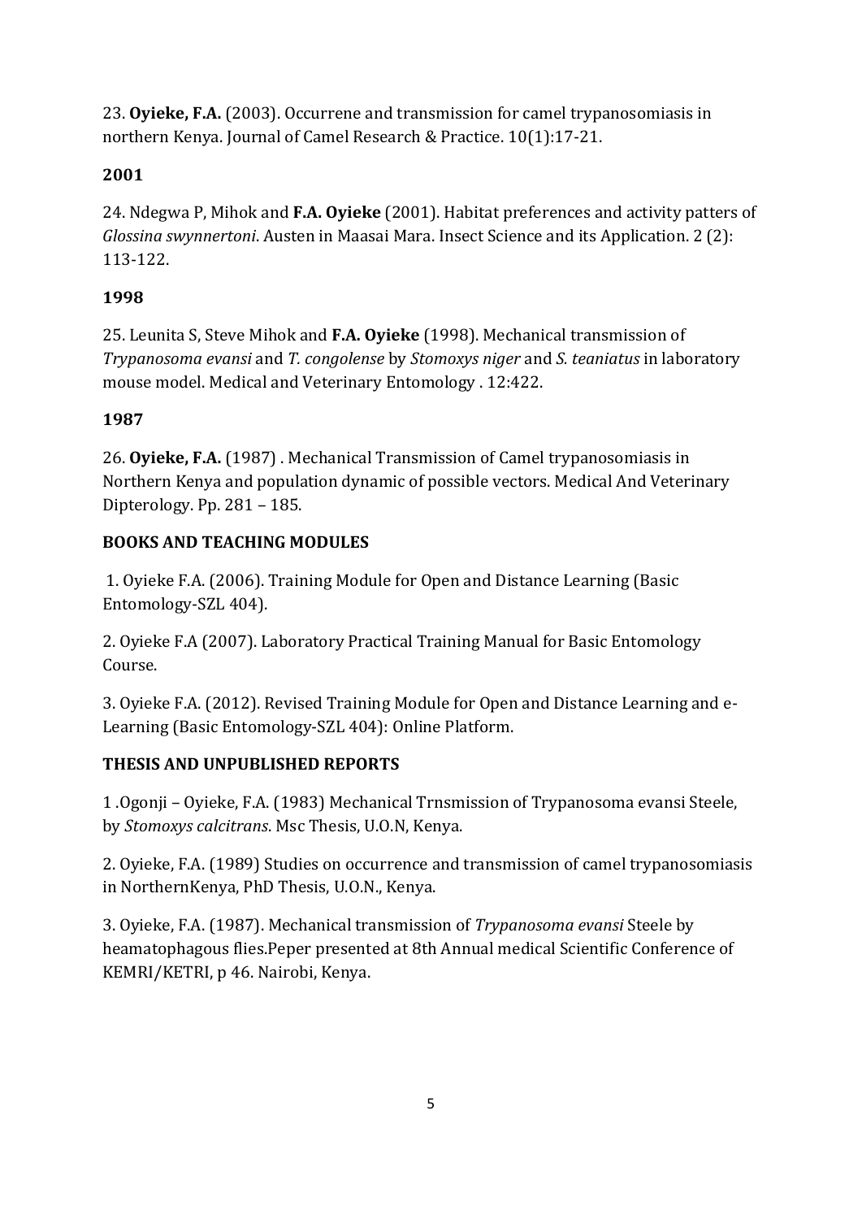23. **Oyieke, F.A.** (2003). Occurrene and transmission for camel trypanosomiasis in northern Kenya. Journal of Camel Research & Practice. 10(1):17-21.

**2001**

24. Ndegwa P, Mihok and **F.A. Oyieke** (2001). Habitat preferences and activity patters of *Glossina swynnertoni*. Austen in Maasai Mara. Insect Science and its Application. 2 (2): 113-122.

**1998**

25. Leunita S, Steve Mihok and **F.A. Oyieke** (1998). Mechanical transmission of *Trypanosoma evansi* and *T. congolense* by *Stomoxys niger* and *S. teaniatus* in laboratory mouse model. Medical and Veterinary Entomology . 12:422.

**1987**

26. **Oyieke, F.A.** (1987) . Mechanical Transmission of Camel trypanosomiasis in Northern Kenya and population dynamic of possible vectors. Medical And Veterinary Dipterology. Pp. 281 – 185.

**BOOKS AND TEACHING MODULES**

1. Oyieke F.A. (2006). Training Module for Open and Distance Learning (Basic Entomology-SZL 404).

2. Oyieke F.A (2007). Laboratory Practical Training Manual for Basic Entomology Course.

3. Oyieke F.A. (2012). Revised Training Module for Open and Distance Learning and e-Learning (Basic Entomology-SZL 404): Online Platform.

**THESIS AND UNPUBLISHED REPORTS**

1 .Ogonji – Oyieke, F.A. (1983) Mechanical Trnsmission of Trypanosoma evansi Steele, by *Stomoxys calcitrans*. Msc Thesis, U.O.N, Kenya.

2. Oyieke, F.A. (1989) Studies on occurrence and transmission of camel trypanosomiasis in NorthernKenya, PhD Thesis, U.O.N., Kenya.

3. Oyieke, F.A. (1987). Mechanical transmission of *Trypanosoma evansi* Steele by heamatophagous flies.Peper presented at 8th Annual medical Scientific Conference of KEMRI/KETRI, p 46. Nairobi, Kenya.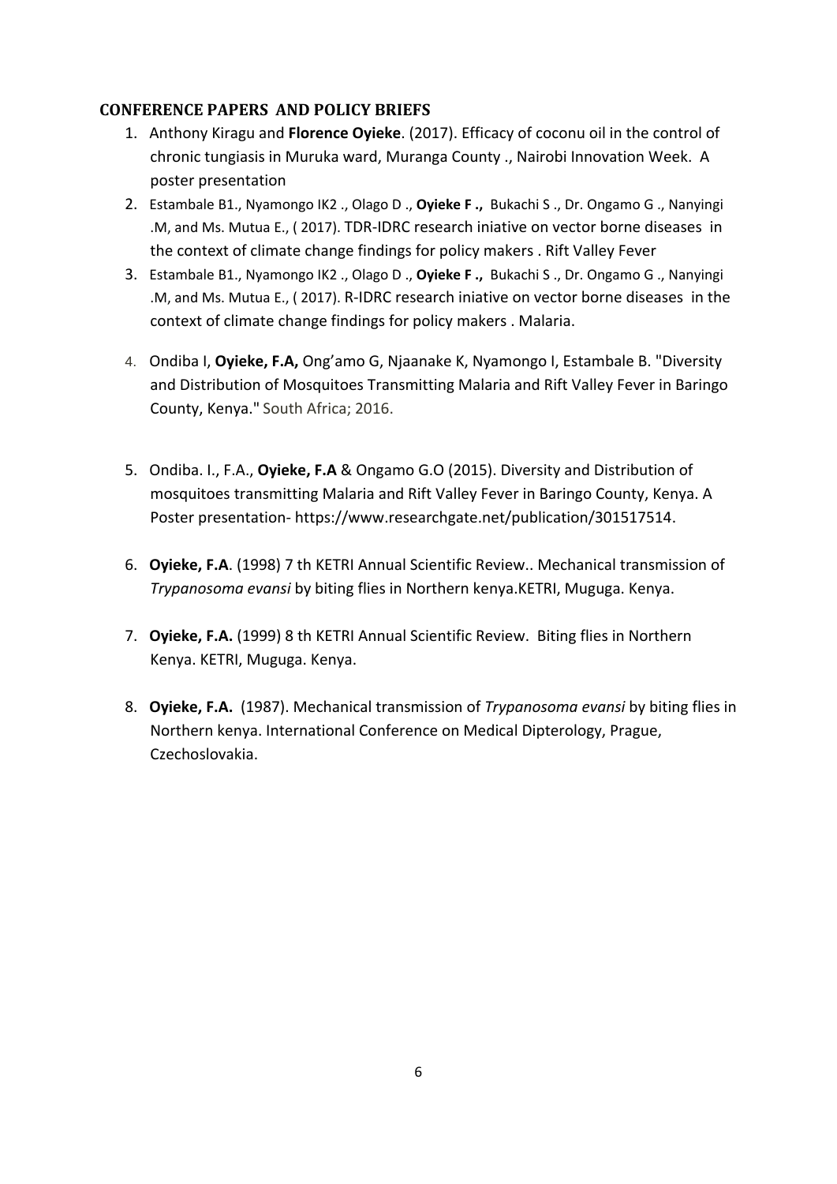## CONFERENCE PAPERS AND POLICY BRIEFS

1. Anthony Kiragu and **Florence Oyieke**. (2017). Efficacy of coconu oil in the control of chronic tungiasis in Muruka ward, Muranga County ., Nairobi Innovation Week. A poster presentation
2. Estambale B1., Nyamongo IK2 ., Olago D ., **Oyieke F .,** Bukachi S ., Dr. Ongamo G ., Nanyingi .M, and Ms. Mutua E., ( 2017). TDR-IDRC research iniative on vector borne diseases in the context of climate change findings for policy makers . Rift Valley Fever
3. Estambale B1., Nyamongo IK2 ., Olago D ., **Oyieke F .,** Bukachi S ., Dr. Ongamo G ., Nanyingi .M, and Ms. Mutua E., ( 2017). R-IDRC research iniative on vector borne diseases in the context of climate change findings for policy makers . Malaria.
4. Ondiba I, **Oyieke, F.A,** Ong'amo G, Njaanake K, Nyamongo I, Estambale B. "Diversity and Distribution of Mosquitoes Transmitting Malaria and Rift Valley Fever in Baringo County, Kenya." South Africa; 2016.
5. Ondiba. I., F.A., **Oyieke, F.A** & Ongamo G.O (2015). Diversity and Distribution of mosquitoes transmitting Malaria and Rift Valley Fever in Baringo County, Kenya. A Poster presentation- https://www.researchgate.net/publication/301517514.
6. **Oyieke, F.A**. (1998) 7 th KETRI Annual Scientific Review.. Mechanical transmission of *Trypanosoma evansi* by biting flies in Northern kenya.KETRI, Muguga. Kenya.
7. **Oyieke, F.A.** (1999) 8 th KETRI Annual Scientific Review. Biting flies in Northern Kenya. KETRI, Muguga. Kenya.
8. **Oyieke, F.A.** (1987). Mechanical transmission of *Trypanosoma evansi* by biting flies in Northern kenya. International Conference on Medical Dipterology, Prague, Czechoslovakia.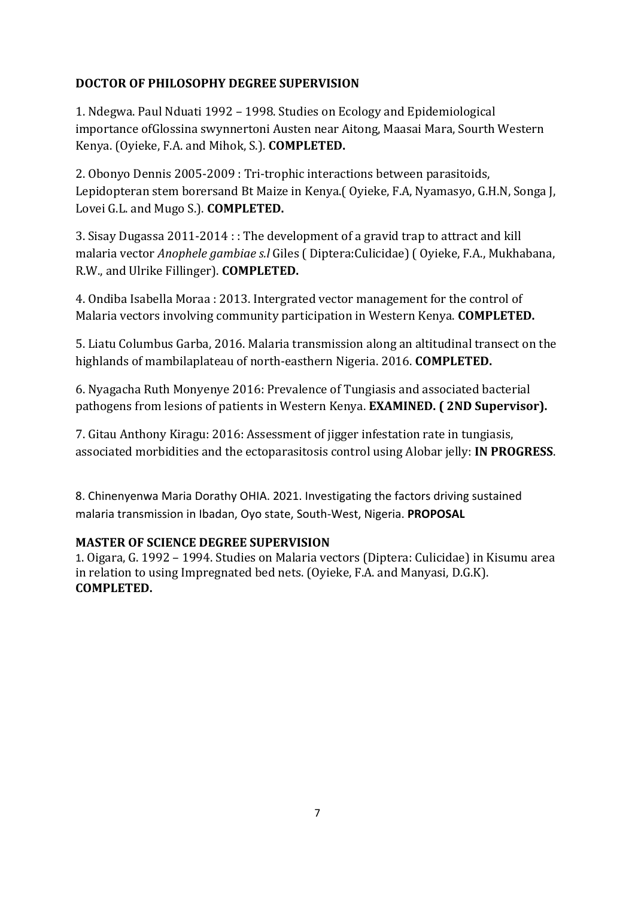**DOCTOR OF PHILOSOPHY DEGREE SUPERVISION**

1. Ndegwa. Paul Nduati 1992 – 1998. Studies on Ecology and Epidemiological importance ofGlossina swynnertoni Austen near Aitong, Maasai Mara, Sourth Western Kenya. (Oyieke, F.A. and Mihok, S.). **COMPLETED.**

2. Obonyo Dennis 2005-2009 : Tri-trophic interactions between parasitoids, Lepidopteran stem borersand Bt Maize in Kenya.( Oyieke, F.A, Nyamasyo, G.H.N, Songa J, Lovei G.L. and Mugo S.). **COMPLETED.**

3. Sisay Dugassa 2011-2014 : : The development of a gravid trap to attract and kill malaria vector *Anophele gambiae s.l* Giles ( Diptera:Culicidae) ( Oyieke, F.A., Mukhabana, R.W., and Ulrike Fillinger). **COMPLETED.**

4. Ondiba Isabella Moraa : 2013. Intergrated vector management for the control of Malaria vectors involving community participation in Western Kenya. **COMPLETED.**

5. Liatu Columbus Garba, 2016. Malaria transmission along an altitudinal transect on the highlands of mambilaplateau of north-easthern Nigeria. 2016. **COMPLETED.**

6. Nyagacha Ruth Monyenye 2016: Prevalence of Tungiasis and associated bacterial pathogens from lesions of patients in Western Kenya. **EXAMINED. ( 2ND Supervisor).**

7. Gitau Anthony Kiragu: 2016: Assessment of jigger infestation rate in tungiasis, associated morbidities and the ectoparasitosis control using Alobar jelly: **IN PROGRESS**.

8. Chinenyenwa Maria Dorathy OHIA. 2021. Investigating the factors driving sustained malaria transmission in Ibadan, Oyo state, South-West, Nigeria. **PROPOSAL**

**MASTER OF SCIENCE DEGREE SUPERVISION**

1. Oigara, G. 1992 – 1994. Studies on Malaria vectors (Diptera: Culicidae) in Kisumu area in relation to using Impregnated bed nets. (Oyieke, F.A. and Manyasi, D.G.K). **COMPLETED.**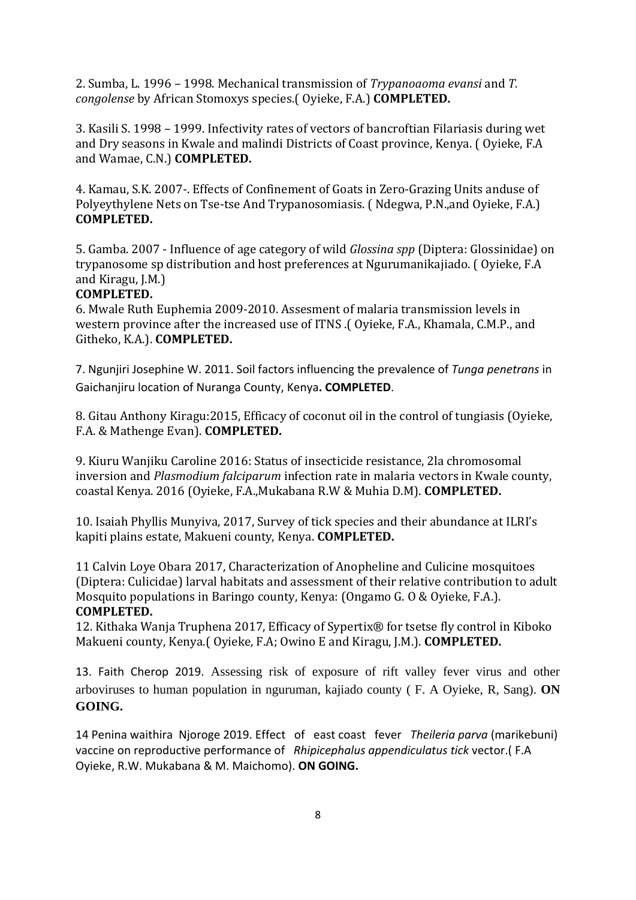2. Sumba, L. 1996 – 1998. Mechanical transmission of *Trypanoaoma evansi* and *T. congolense* by African Stomoxys species.( Oyieke, F.A.) **COMPLETED.**

3. Kasili S. 1998 – 1999. Infectivity rates of vectors of bancroftian Filariasis during wet and Dry seasons in Kwale and malindi Districts of Coast province, Kenya. ( Oyieke, F.A and Wamae, C.N.) **COMPLETED.**

4. Kamau, S.K. 2007-. Effects of Confinement of Goats in Zero-Grazing Units anduse of Polyeythylene Nets on Tse-tse And Trypanosomiasis. ( Ndegwa, P.N.,and Oyieke, F.A.) **COMPLETED.**

5. Gamba. 2007 - Influence of age category of wild *Glossina spp* (Diptera: Glossinidae) on trypanosome sp distribution and host preferences at Ngurumanikajiado. ( Oyieke, F.A and Kiragu, J.M.)
**COMPLETED.**
6. Mwale Ruth Euphemia 2009-2010. Assesment of malaria transmission levels in western province after the increased use of ITNS .( Oyieke, F.A., Khamala, C.M.P., and Githeko, K.A.). **COMPLETED.**

7. Ngunjiri Josephine W. 2011. Soil factors influencing the prevalence of *Tunga penetrans* in Gaichanjiru location of Nuranga County, Kenya**. COMPLETED**.

8. Gitau Anthony Kiragu:2015, Efficacy of coconut oil in the control of tungiasis (Oyieke, F.A. & Mathenge Evan). **COMPLETED.**

9. Kiuru Wanjiku Caroline 2016: Status of insecticide resistance, 2la chromosomal inversion and *Plasmodium falciparum* infection rate in malaria vectors in Kwale county, coastal Kenya. 2016 (Oyieke, F.A.,Mukabana R.W & Muhia D.M). **COMPLETED.**

10. Isaiah Phyllis Munyiva, 2017, Survey of tick species and their abundance at ILRI's kapiti plains estate, Makueni county, Kenya. **COMPLETED.**

11 Calvin Loye Obara 2017, Characterization of Anopheline and Culicine mosquitoes (Diptera: Culicidae) larval habitats and assessment of their relative contribution to adult Mosquito populations in Baringo county, Kenya: (Ongamo G. O & Oyieke, F.A.). **COMPLETED.**
12. Kithaka Wanja Truphena 2017, Efficacy of Sypertix® for tsetse fly control in Kiboko Makueni county, Kenya.( Oyieke, F.A; Owino E and Kiragu, J.M.). **COMPLETED.**

13. Faith Cherop 2019. Assessing risk of exposure of rift valley fever virus and other arboviruses to human population in nguruman, kajiado county ( F. A Oyieke, R, Sang). **ON GOING.**

14 Penina waithira Njoroge 2019. Effect of east coast fever *Theileria parva* (marikebuni) vaccine on reproductive performance of *Rhipicephalus appendiculatus tick* vector.( F.A Oyieke, R.W. Mukabana & M. Maichomo). **ON GOING.**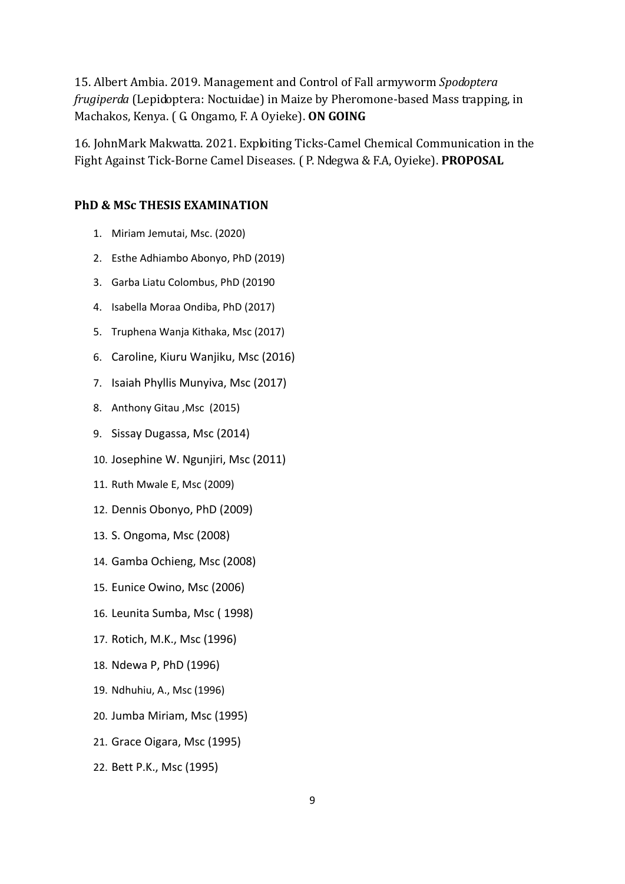15. Albert Ambia. 2019. Management and Control of Fall armyworm *Spodoptera frugiperda* (Lepidoptera: Noctuidae) in Maize by Pheromone-based Mass trapping, in Machakos, Kenya. ( G. Ongamo, F. A Oyieke). **ON GOING**

16. JohnMark Makwatta. 2021. Exploiting Ticks-Camel Chemical Communication in the Fight Against Tick-Borne Camel Diseases. ( P. Ndegwa & F.A, Oyieke). **PROPOSAL**

**PhD & MSc THESIS EXAMINATION**

1. Miriam Jemutai, Msc. (2020)
2. Esthe Adhiambo Abonyo, PhD (2019)
3. Garba Liatu Colombus, PhD (20190
4. Isabella Moraa Ondiba, PhD (2017)
5. Truphena Wanja Kithaka, Msc (2017)
6. Caroline, Kiuru Wanjiku, Msc (2016)
7. Isaiah Phyllis Munyiva, Msc (2017)
8. Anthony Gitau ,Msc (2015)
9. Sissay Dugassa, Msc (2014)
10. Josephine W. Ngunjiri, Msc (2011)
11. Ruth Mwale E, Msc (2009)
12. Dennis Obonyo, PhD (2009)
13. S. Ongoma, Msc (2008)
14. Gamba Ochieng, Msc (2008)
15. Eunice Owino, Msc (2006)
16. Leunita Sumba, Msc ( 1998)
17. Rotich, M.K., Msc (1996)
18. Ndewa P, PhD (1996)
19. Ndhuhiu, A., Msc (1996)
20. Jumba Miriam, Msc (1995)
21. Grace Oigara, Msc (1995)
22. Bett P.K., Msc (1995)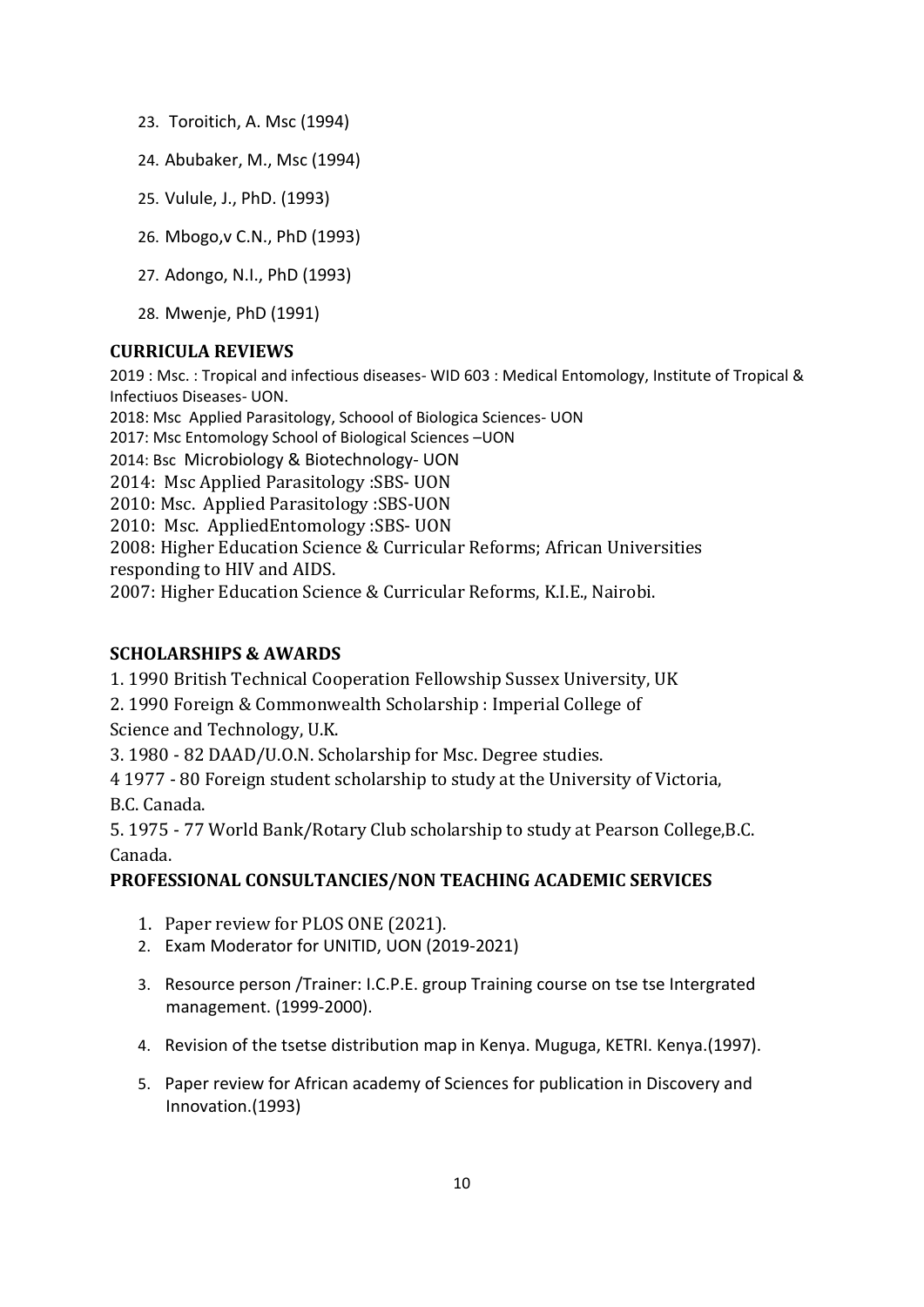23. Toroitich, A. Msc (1994)
24. Abubaker, M., Msc (1994)
25. Vulule, J., PhD. (1993)
26. Mbogo,v C.N., PhD (1993)
27. Adongo, N.I., PhD (1993)
28. Mwenje, PhD (1991)

## CURRICULA REVIEWS

2019 : Msc. : Tropical and infectious diseases- WID 603 : Medical Entomology, Institute of Tropical & Infectiuos Diseases- UON.
2018: Msc Applied Parasitology, Schoool of Biologica Sciences- UON
2017: Msc Entomology School of Biological Sciences –UON
2014: Bsc Microbiology & Biotechnology- UON
2014: Msc Applied Parasitology :SBS- UON
2010: Msc. Applied Parasitology :SBS-UON
2010: Msc. AppliedEntomology :SBS- UON
2008: Higher Education Science & Curricular Reforms; African Universities responding to HIV and AIDS.
2007: Higher Education Science & Curricular Reforms, K.I.E., Nairobi.

## SCHOLARSHIPS & AWARDS

1. 1990 British Technical Cooperation Fellowship Sussex University, UK
2. 1990 Foreign & Commonwealth Scholarship : Imperial College of Science and Technology, U.K.
3. 1980 - 82 DAAD/U.O.N. Scholarship for Msc. Degree studies.
4 1977 - 80 Foreign student scholarship to study at the University of Victoria, B.C. Canada.
5. 1975 - 77 World Bank/Rotary Club scholarship to study at Pearson College,B.C. Canada.

## PROFESSIONAL CONSULTANCIES/NON TEACHING ACADEMIC SERVICES

1. Paper review for PLOS ONE (2021).
2. Exam Moderator for UNITID, UON (2019-2021)
3. Resource person /Trainer: I.C.P.E. group Training course on tse tse Intergrated management. (1999-2000).
4. Revision of the tsetse distribution map in Kenya. Muguga, KETRI. Kenya.(1997).
5. Paper review for African academy of Sciences for publication in Discovery and Innovation.(1993)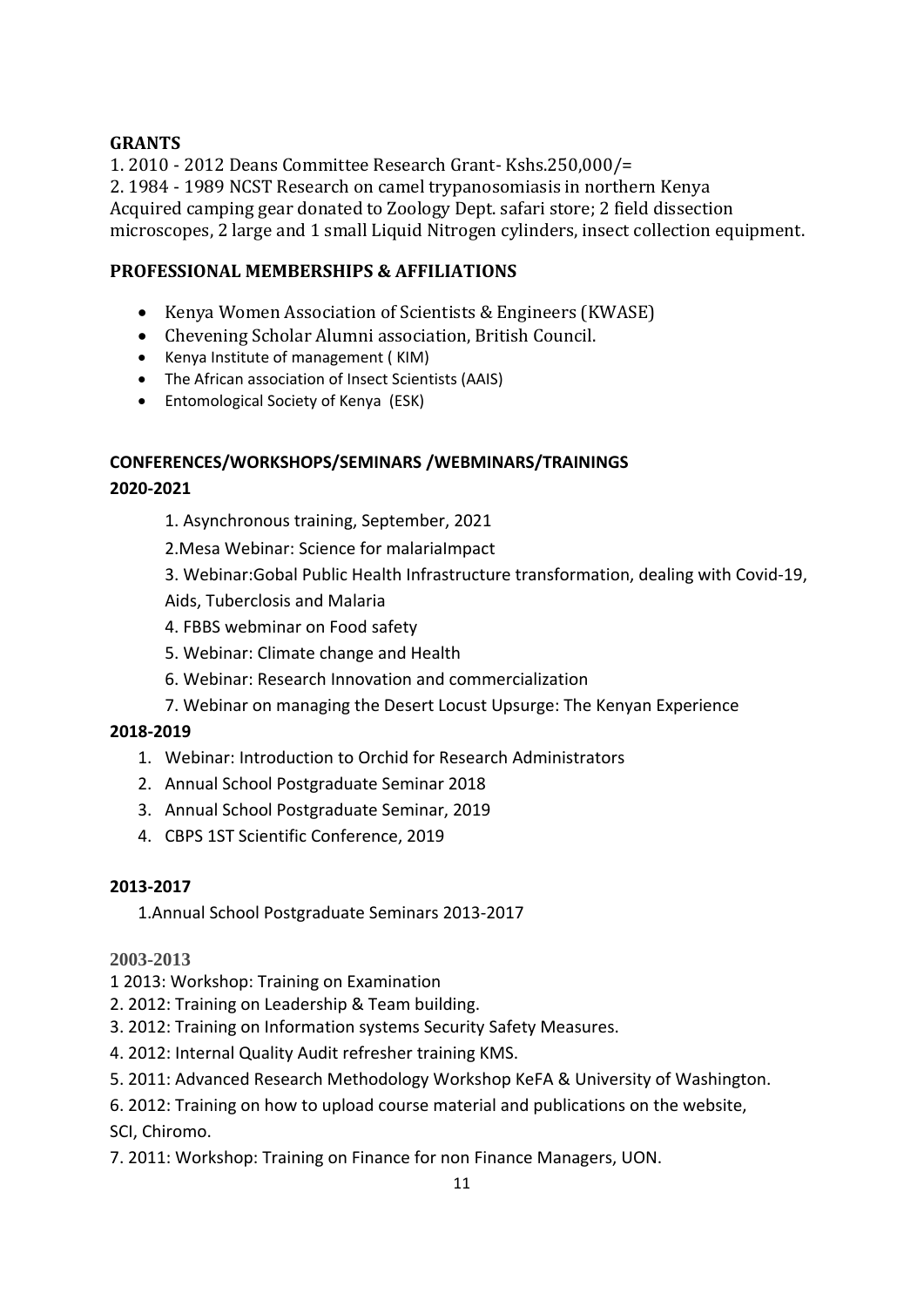## GRANTS

1. 2010 - 2012 Deans Committee Research Grant- Kshs.250,000/=
2. 1984 - 1989 NCST Research on camel trypanosomiasis in northern Kenya

Acquired camping gear donated to Zoology Dept. safari store; 2 field dissection microscopes, 2 large and 1 small Liquid Nitrogen cylinders, insect collection equipment.

## PROFESSIONAL MEMBERSHIPS & AFFILIATIONS

- Kenya Women Association of Scientists & Engineers (KWASE)
- Chevening Scholar Alumni association, British Council.
- Kenya Institute of management ( KIM)
- The African association of Insect Scientists (AAIS)
- Entomological Society of Kenya (ESK)

## CONFERENCES/WORKSHOPS/SEMINARS /WEBMINARS/TRAININGS

### 2020-2021

1. Asynchronous training, September, 2021
2. Mesa Webinar: Science for malariaImpact
3. Webinar:Gobal Public Health Infrastructure transformation, dealing with Covid-19, Aids, Tuberclosis and Malaria
4. FBBS webminar on Food safety
5. Webinar: Climate change and Health
6. Webinar: Research Innovation and commercialization
7. Webinar on managing the Desert Locust Upsurge: The Kenyan Experience

### 2018-2019

1. Webinar: Introduction to Orchid for Research Administrators
2. Annual School Postgraduate Seminar 2018
3. Annual School Postgraduate Seminar, 2019
4. CBPS 1ST Scientific Conference, 2019

### 2013-2017

1. Annual School Postgraduate Seminars 2013-2017

### 2003-2013

1 2013: Workshop: Training on Examination

2. 2012: Training on Leadership & Team building.

3. 2012: Training on Information systems Security Safety Measures.

4. 2012: Internal Quality Audit refresher training KMS.

5. 2011: Advanced Research Methodology Workshop KeFA & University of Washington.

6. 2012: Training on how to upload course material and publications on the website, SCI, Chiromo.

7. 2011: Workshop: Training on Finance for non Finance Managers, UON.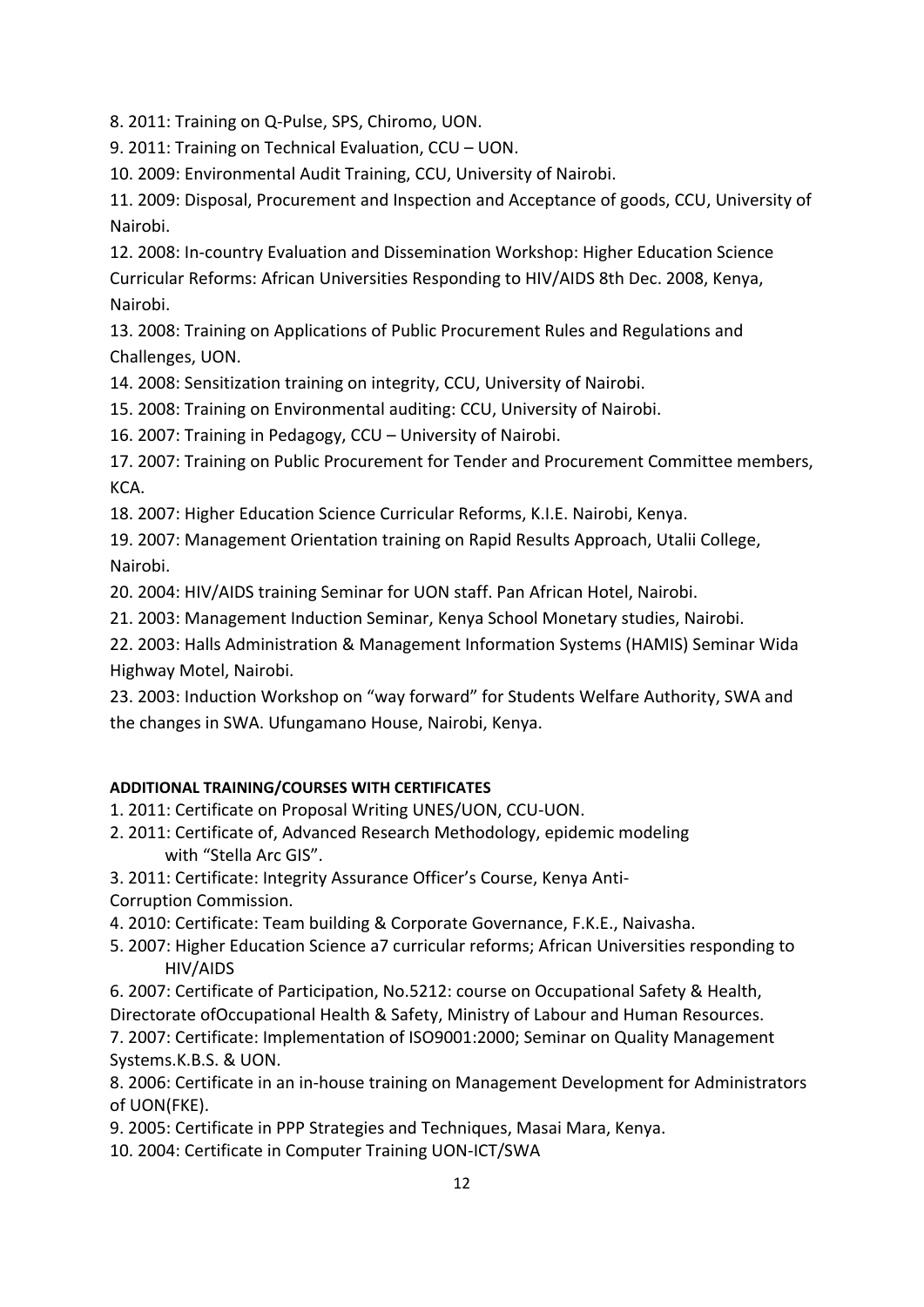8. 2011: Training on Q-Pulse, SPS, Chiromo, UON.

9. 2011: Training on Technical Evaluation, CCU – UON.

10. 2009: Environmental Audit Training, CCU, University of Nairobi.

11. 2009: Disposal, Procurement and Inspection and Acceptance of goods, CCU, University of Nairobi.

12. 2008: In-country Evaluation and Dissemination Workshop: Higher Education Science Curricular Reforms: African Universities Responding to HIV/AIDS 8th Dec. 2008, Kenya, Nairobi.

13. 2008: Training on Applications of Public Procurement Rules and Regulations and Challenges, UON.

14. 2008: Sensitization training on integrity, CCU, University of Nairobi.

15. 2008: Training on Environmental auditing: CCU, University of Nairobi.

16. 2007: Training in Pedagogy, CCU – University of Nairobi.

17. 2007: Training on Public Procurement for Tender and Procurement Committee members, KCA.

18. 2007: Higher Education Science Curricular Reforms, K.I.E. Nairobi, Kenya.

19. 2007: Management Orientation training on Rapid Results Approach, Utalii College, Nairobi.

20. 2004: HIV/AIDS training Seminar for UON staff. Pan African Hotel, Nairobi.

21. 2003: Management Induction Seminar, Kenya School Monetary studies, Nairobi.

22. 2003: Halls Administration & Management Information Systems (HAMIS) Seminar Wida Highway Motel, Nairobi.

23. 2003: Induction Workshop on "way forward" for Students Welfare Authority, SWA and the changes in SWA. Ufungamano House, Nairobi, Kenya.

**ADDITIONAL TRAINING/COURSES WITH CERTIFICATES**

1. 2011: Certificate on Proposal Writing UNES/UON, CCU-UON.
2. 2011: Certificate of, Advanced Research Methodology, epidemic modeling with "Stella Arc GIS".
3. 2011: Certificate: Integrity Assurance Officer's Course, Kenya Anti-Corruption Commission.
4. 2010: Certificate: Team building & Corporate Governance, F.K.E., Naivasha.
5. 2007: Higher Education Science a7 curricular reforms; African Universities responding to HIV/AIDS
6. 2007: Certificate of Participation, No.5212: course on Occupational Safety & Health, Directorate ofOccupational Health & Safety, Ministry of Labour and Human Resources.
7. 2007: Certificate: Implementation of ISO9001:2000; Seminar on Quality Management Systems.K.B.S. & UON.
8. 2006: Certificate in an in-house training on Management Development for Administrators of UON(FKE).
9. 2005: Certificate in PPP Strategies and Techniques, Masai Mara, Kenya.
10. 2004: Certificate in Computer Training UON-ICT/SWA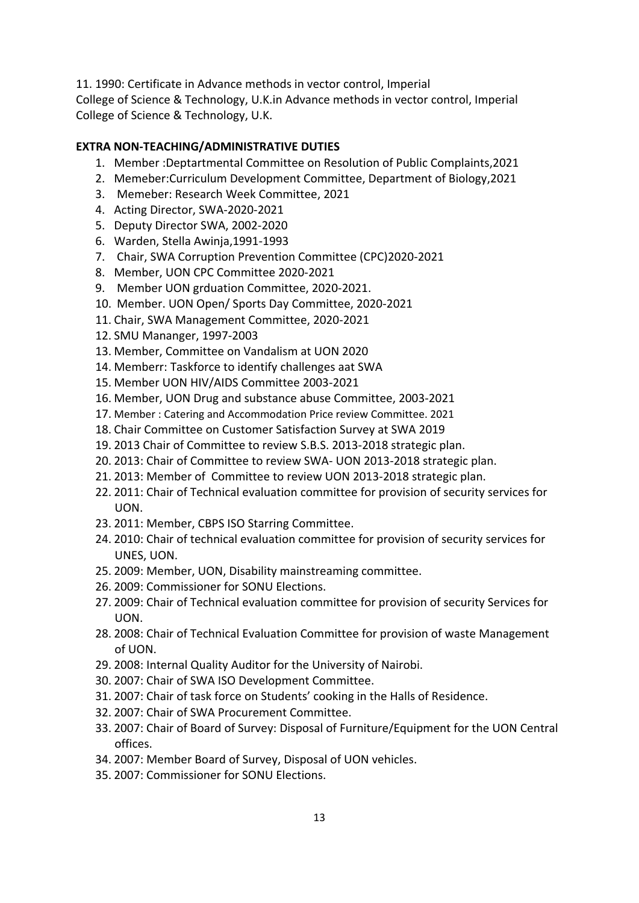11. 1990: Certificate in Advance methods in vector control, Imperial College of Science & Technology, U.K.in Advance methods in vector control, Imperial College of Science & Technology, U.K.

**EXTRA NON-TEACHING/ADMINISTRATIVE DUTIES**

1. Member :Deptartmental Committee on Resolution of Public Complaints,2021
2. Memeber:Curriculum Development Committee, Department of Biology,2021
3. Memeber: Research Week Committee, 2021
4. Acting Director, SWA-2020-2021
5. Deputy Director SWA, 2002-2020
6. Warden, Stella Awinja,1991-1993
7. Chair, SWA Corruption Prevention Committee (CPC)2020-2021
8. Member, UON CPC Committee 2020-2021
9. Member UON grduation Committee, 2020-2021.
10. Member. UON Open/ Sports Day Committee, 2020-2021
11. Chair, SWA Management Committee, 2020-2021
12. SMU Mananger, 1997-2003
13. Member, Committee on Vandalism at UON 2020
14. Memberr: Taskforce to identify challenges aat SWA
15. Member UON HIV/AIDS Committee 2003-2021
16. Member, UON Drug and substance abuse Committee, 2003-2021
17. Member : Catering and Accommodation Price review Committee. 2021
18. Chair Committee on Customer Satisfaction Survey at SWA 2019
19. 2013 Chair of Committee to review S.B.S. 2013-2018 strategic plan.
20. 2013: Chair of Committee to review SWA- UON 2013-2018 strategic plan.
21. 2013: Member of Committee to review UON 2013-2018 strategic plan.
22. 2011: Chair of Technical evaluation committee for provision of security services for UON.
23. 2011: Member, CBPS ISO Starring Committee.
24. 2010: Chair of technical evaluation committee for provision of security services for UNES, UON.
25. 2009: Member, UON, Disability mainstreaming committee.
26. 2009: Commissioner for SONU Elections.
27. 2009: Chair of Technical evaluation committee for provision of security Services for UON.
28. 2008: Chair of Technical Evaluation Committee for provision of waste Management of UON.
29. 2008: Internal Quality Auditor for the University of Nairobi.
30. 2007: Chair of SWA ISO Development Committee.
31. 2007: Chair of task force on Students' cooking in the Halls of Residence.
32. 2007: Chair of SWA Procurement Committee.
33. 2007: Chair of Board of Survey: Disposal of Furniture/Equipment for the UON Central offices.
34. 2007: Member Board of Survey, Disposal of UON vehicles.
35. 2007: Commissioner for SONU Elections.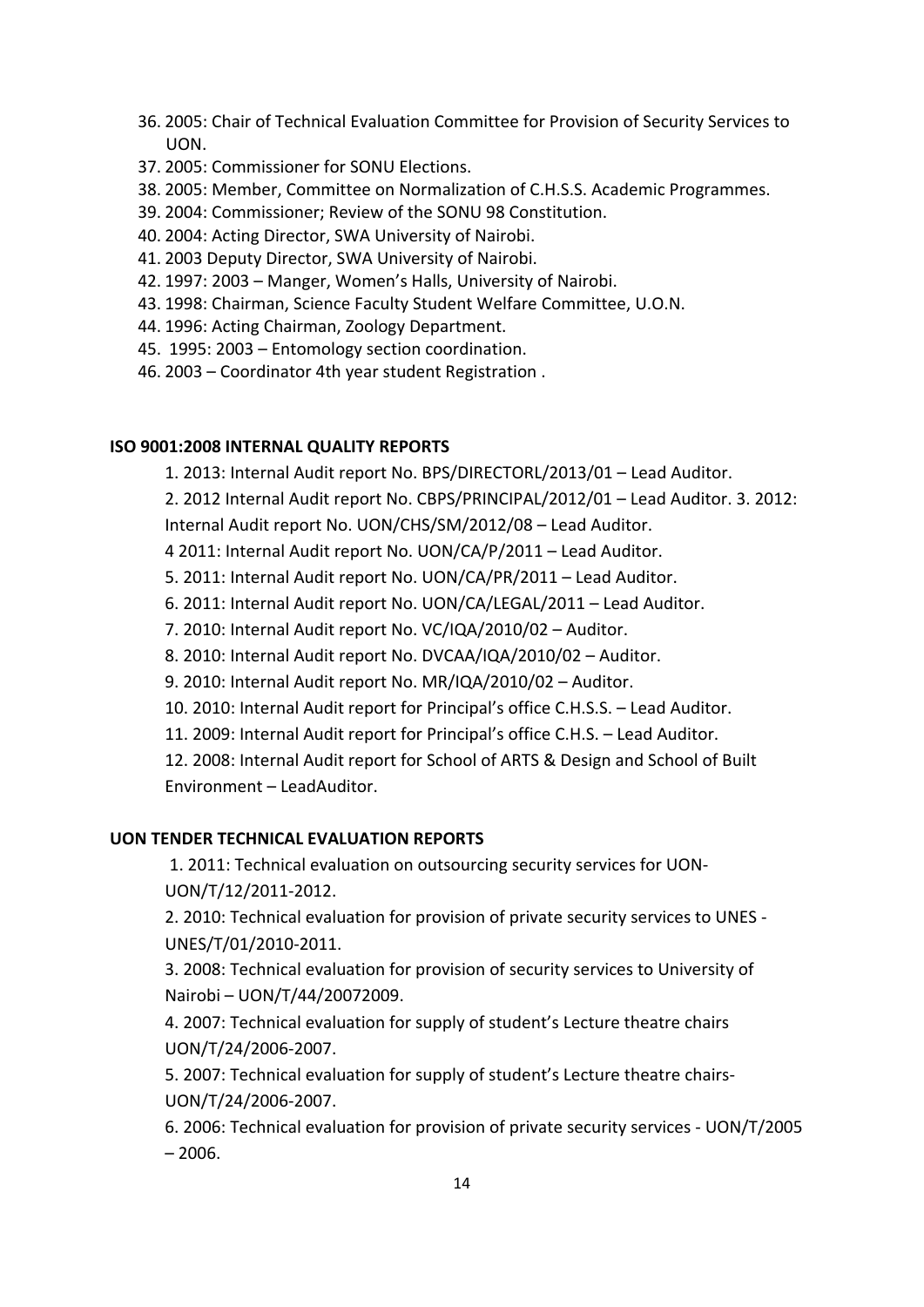36. 2005: Chair of Technical Evaluation Committee for Provision of Security Services to UON.
37. 2005: Commissioner for SONU Elections.
38. 2005: Member, Committee on Normalization of C.H.S.S. Academic Programmes.
39. 2004: Commissioner; Review of the SONU 98 Constitution.
40. 2004: Acting Director, SWA University of Nairobi.
41. 2003 Deputy Director, SWA University of Nairobi.
42. 1997: 2003 – Manger, Women's Halls, University of Nairobi.
43. 1998: Chairman, Science Faculty Student Welfare Committee, U.O.N.
44. 1996: Acting Chairman, Zoology Department.
45. 1995: 2003 – Entomology section coordination.
46. 2003 – Coordinator 4th year student Registration .

**ISO 9001:2008 INTERNAL QUALITY REPORTS**

1. 2013: Internal Audit report No. BPS/DIRECTORL/2013/01 – Lead Auditor.

2. 2012 Internal Audit report No. CBPS/PRINCIPAL/2012/01 – Lead Auditor. 3. 2012: Internal Audit report No. UON/CHS/SM/2012/08 – Lead Auditor.

4 2011: Internal Audit report No. UON/CA/P/2011 – Lead Auditor.

5. 2011: Internal Audit report No. UON/CA/PR/2011 – Lead Auditor.

6. 2011: Internal Audit report No. UON/CA/LEGAL/2011 – Lead Auditor.

7. 2010: Internal Audit report No. VC/IQA/2010/02 – Auditor.

8. 2010: Internal Audit report No. DVCAA/IQA/2010/02 – Auditor.

9. 2010: Internal Audit report No. MR/IQA/2010/02 – Auditor.

10. 2010: Internal Audit report for Principal's office C.H.S.S. – Lead Auditor.

11. 2009: Internal Audit report for Principal's office C.H.S. – Lead Auditor.

12. 2008: Internal Audit report for School of ARTS & Design and School of Built Environment – LeadAuditor.

**UON TENDER TECHNICAL EVALUATION REPORTS**

1. 2011: Technical evaluation on outsourcing security services for UON-UON/T/12/2011-2012.

2. 2010: Technical evaluation for provision of private security services to UNES - UNES/T/01/2010-2011.

3. 2008: Technical evaluation for provision of security services to University of Nairobi – UON/T/44/20072009.

4. 2007: Technical evaluation for supply of student's Lecture theatre chairs UON/T/24/2006-2007.

5. 2007: Technical evaluation for supply of student's Lecture theatre chairs-UON/T/24/2006-2007.

6. 2006: Technical evaluation for provision of private security services - UON/T/2005 – 2006.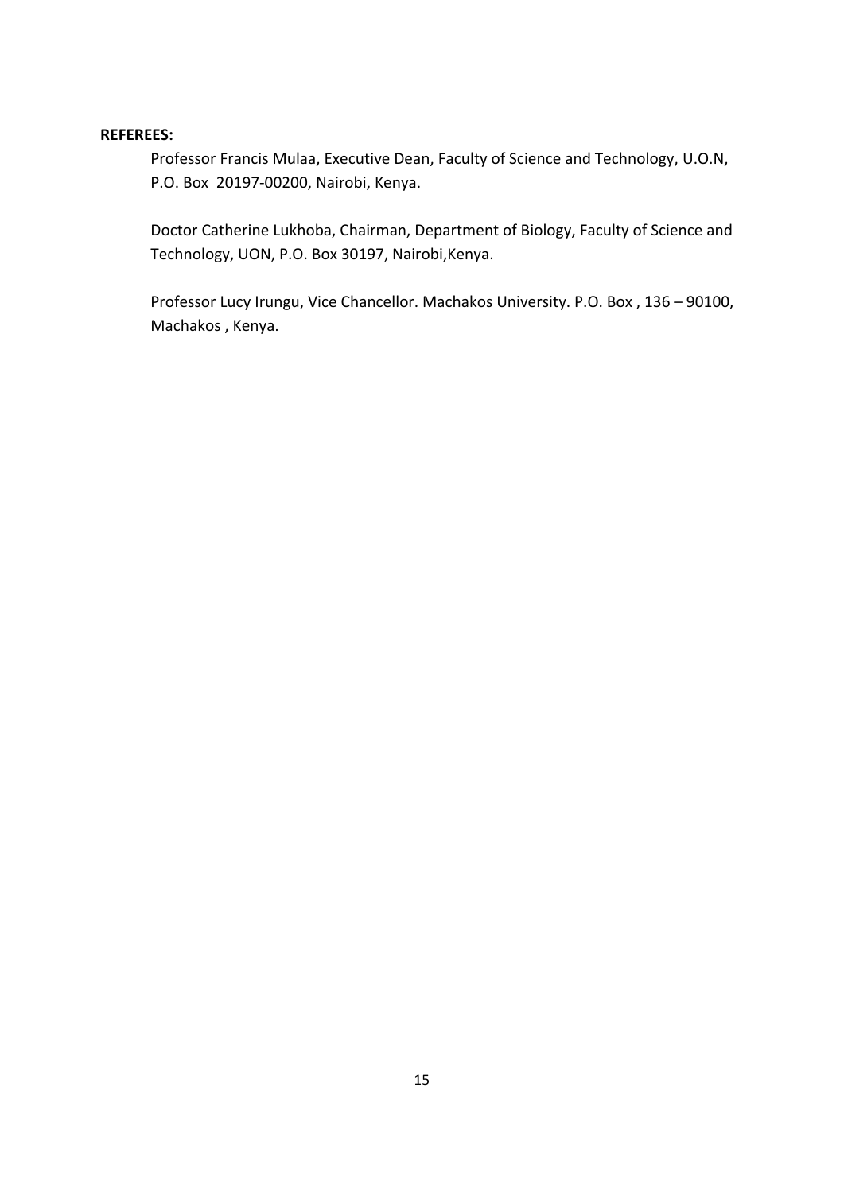**REFEREES:**

Professor Francis Mulaa, Executive Dean, Faculty of Science and Technology, U.O.N, P.O. Box 20197-00200, Nairobi, Kenya.

Doctor Catherine Lukhoba, Chairman, Department of Biology, Faculty of Science and Technology, UON, P.O. Box 30197, Nairobi,Kenya.

Professor Lucy Irungu, Vice Chancellor. Machakos University. P.O. Box , 136 – 90100, Machakos , Kenya.